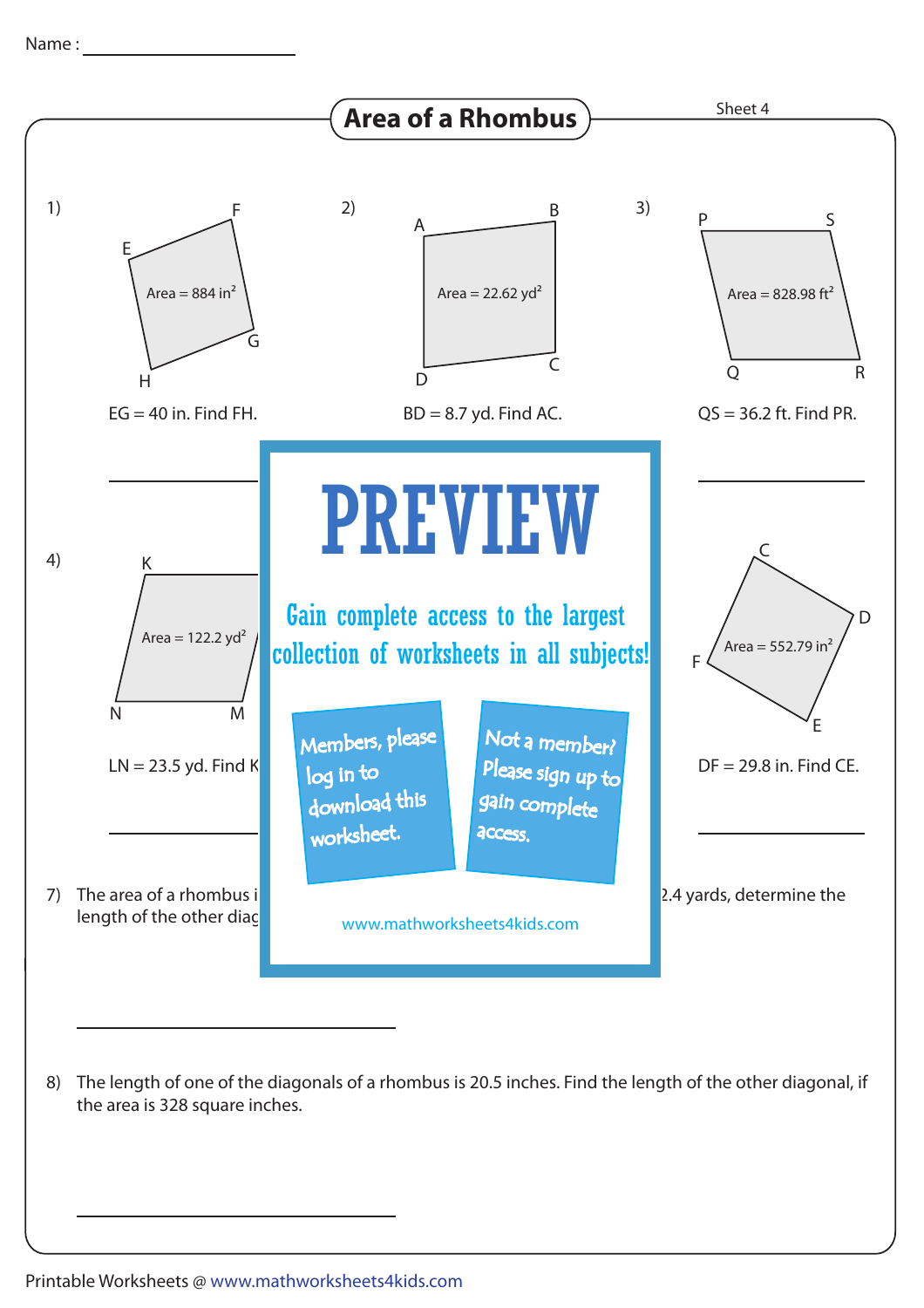Name : ____________________

# Area of a Rhombus

Sheet 4

1) Area = 884 $in^2$

EG = 40 in. Find FH.

______________

2) Area = 22.62 $yd^2$

BD = 8.7 yd. Find AC.

3) Area = 828.98 $ft^2$

QS = 36.2 ft. Find PR.

______________

4) Area = 122.2 $yd^2$

LN = 23.5 yd. Find K

______________

Area = 552.79 $in^2$

DF = 29.8 in. Find CE.

______________

PREVIEW

Gain complete access to the largest collection of worksheets in all subjects!

Members, please log in to download this worksheet.

Not a member? Please sign up to gain complete access.

www.mathworksheets4kids.com

7) The area of a rhombus i ... 2.4 yards, determine the length of the other diag

______________

8) The length of one of the diagonals of a rhombus is 20.5 inches. Find the length of the other diagonal, if the area is 328 square inches.

______________

Printable Worksheets @ www.mathworksheets4kids.com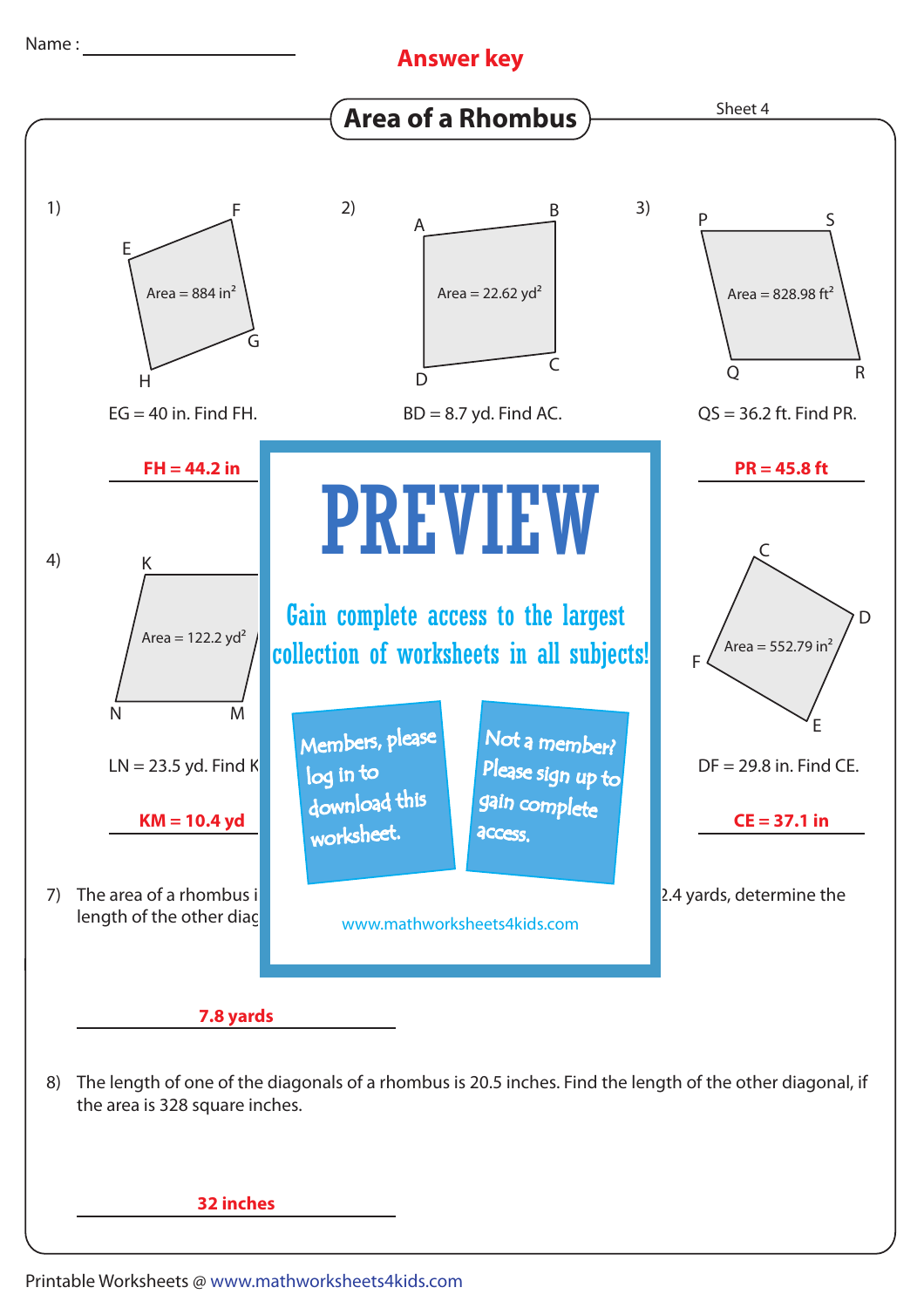Name : ____________________

**Answer key**

# Area of a Rhombus

Sheet 4

1) Area = 884 $in^2$

EG = 40 in. Find FH.

**FH = 44.2 in**

2) Area = 22.62 $yd^2$

BD = 8.7 yd. Find AC.

3) Area = 828.98 $ft^2$

QS = 36.2 ft. Find PR.

**PR = 45.8 ft**

4) Area = 122.2 $yd^2$

LN = 23.5 yd. Find K

**KM = 10.4 yd**

Area = 552.79 $in^2$

DF = 29.8 in. Find CE.

**CE = 37.1 in**

PREVIEW

Gain complete access to the largest collection of worksheets in all subjects!

Members, please log in to download this worksheet.

Not a member? Please sign up to gain complete access.

www.mathworksheets4kids.com

7) The area of a rhombus i ... 2.4 yards, determine the length of the other diag

**7.8 yards**

8) The length of one of the diagonals of a rhombus is 20.5 inches. Find the length of the other diagonal, if the area is 328 square inches.

**32 inches**

Printable Worksheets @ www.mathworksheets4kids.com